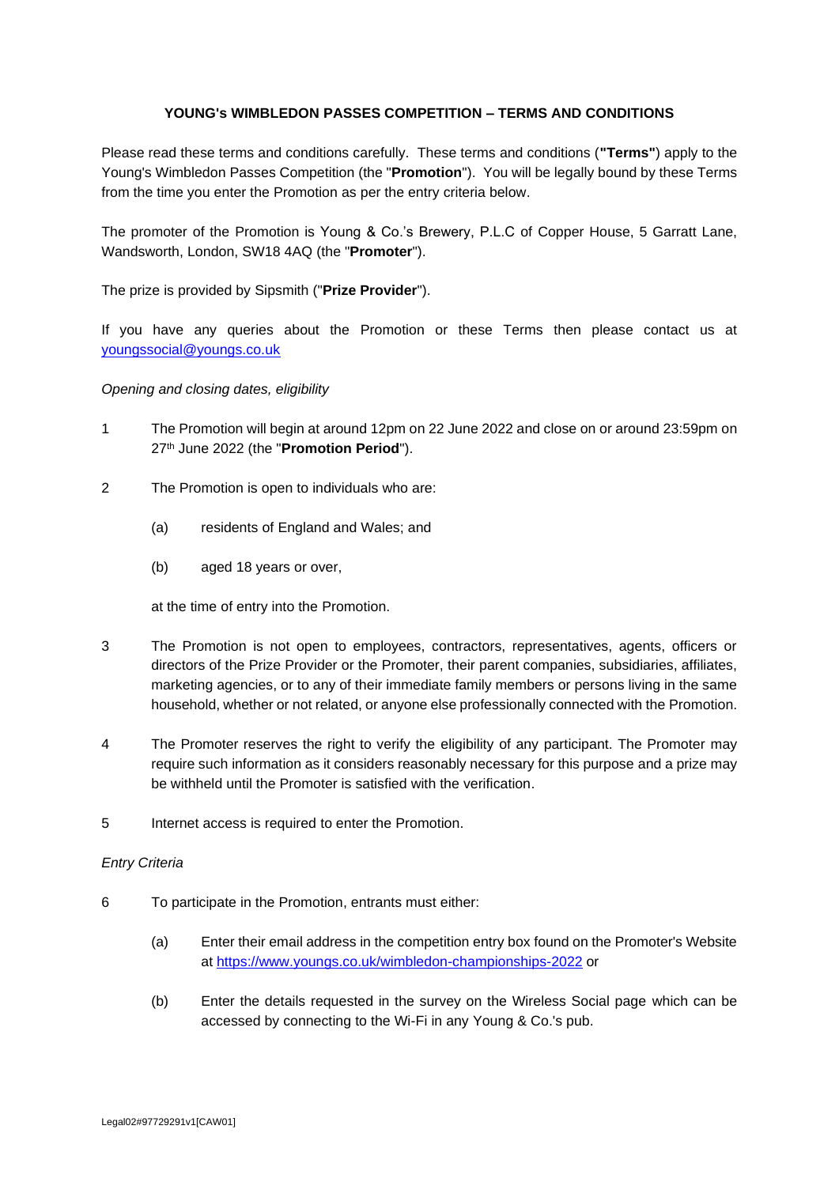# YOUNG's WIMBLEDON PASSES COMPETITION – TERMS AND CONDITIONS

Please read these terms and conditions carefully. These terms and conditions (**"Terms"**) apply to the Young's Wimbledon Passes Competition (the "**Promotion**"). You will be legally bound by these Terms from the time you enter the Promotion as per the entry criteria below.

The promoter of the Promotion is Young & Co.'s Brewery, P.L.C of Copper House, 5 Garratt Lane, Wandsworth, London, SW18 4AQ (the "**Promoter**").

The prize is provided by Sipsmith ("**Prize Provider**").

If you have any queries about the Promotion or these Terms then please contact us at youngssocial@youngs.co.uk

*Opening and closing dates, eligibility*

1. The Promotion will begin at around 12pm on 22 June 2022 and close on or around 23:59pm on 27th June 2022 (the "**Promotion Period**").

2. The Promotion is open to individuals who are:

   (a) residents of England and Wales; and

   (b) aged 18 years or over,

   at the time of entry into the Promotion.

3. The Promotion is not open to employees, contractors, representatives, agents, officers or directors of the Prize Provider or the Promoter, their parent companies, subsidiaries, affiliates, marketing agencies, or to any of their immediate family members or persons living in the same household, whether or not related, or anyone else professionally connected with the Promotion.

4. The Promoter reserves the right to verify the eligibility of any participant. The Promoter may require such information as it considers reasonably necessary for this purpose and a prize may be withheld until the Promoter is satisfied with the verification.

5. Internet access is required to enter the Promotion.

*Entry Criteria*

6. To participate in the Promotion, entrants must either:

   (a) Enter their email address in the competition entry box found on the Promoter's Website at https://www.youngs.co.uk/wimbledon-championships-2022 or

   (b) Enter the details requested in the survey on the Wireless Social page which can be accessed by connecting to the Wi-Fi in any Young & Co.'s pub.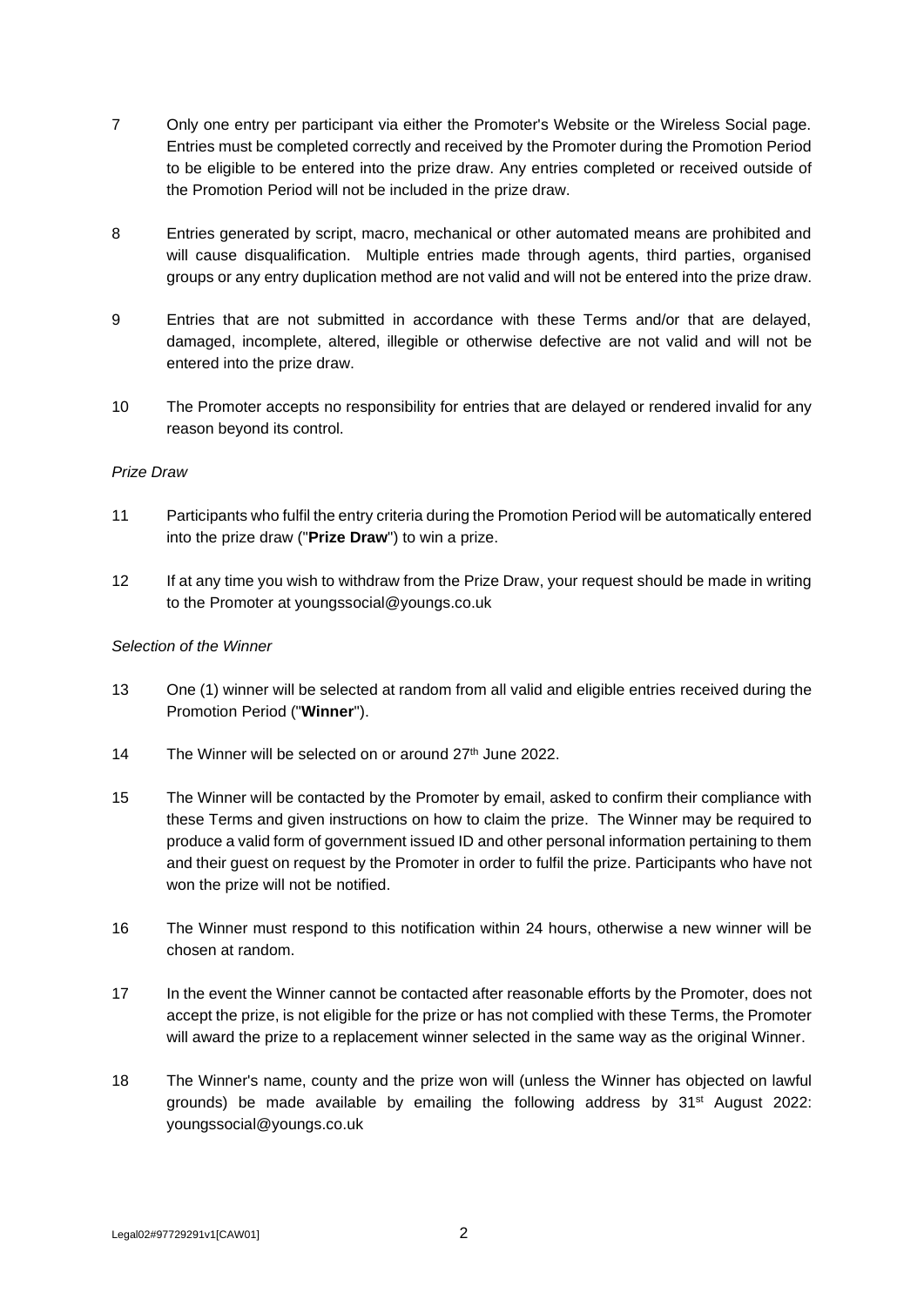7 Only one entry per participant via either the Promoter's Website or the Wireless Social page. Entries must be completed correctly and received by the Promoter during the Promotion Period to be eligible to be entered into the prize draw. Any entries completed or received outside of the Promotion Period will not be included in the prize draw.

8 Entries generated by script, macro, mechanical or other automated means are prohibited and will cause disqualification. Multiple entries made through agents, third parties, organised groups or any entry duplication method are not valid and will not be entered into the prize draw.

9 Entries that are not submitted in accordance with these Terms and/or that are delayed, damaged, incomplete, altered, illegible or otherwise defective are not valid and will not be entered into the prize draw.

10 The Promoter accepts no responsibility for entries that are delayed or rendered invalid for any reason beyond its control.

*Prize Draw*

11 Participants who fulfil the entry criteria during the Promotion Period will be automatically entered into the prize draw ("**Prize Draw**") to win a prize.

12 If at any time you wish to withdraw from the Prize Draw, your request should be made in writing to the Promoter at youngssocial@youngs.co.uk

*Selection of the Winner*

13 One (1) winner will be selected at random from all valid and eligible entries received during the Promotion Period ("**Winner**").

14 The Winner will be selected on or around 27th June 2022.

15 The Winner will be contacted by the Promoter by email, asked to confirm their compliance with these Terms and given instructions on how to claim the prize. The Winner may be required to produce a valid form of government issued ID and other personal information pertaining to them and their guest on request by the Promoter in order to fulfil the prize. Participants who have not won the prize will not be notified.

16 The Winner must respond to this notification within 24 hours, otherwise a new winner will be chosen at random.

17 In the event the Winner cannot be contacted after reasonable efforts by the Promoter, does not accept the prize, is not eligible for the prize or has not complied with these Terms, the Promoter will award the prize to a replacement winner selected in the same way as the original Winner.

18 The Winner's name, county and the prize won will (unless the Winner has objected on lawful grounds) be made available by emailing the following address by 31st August 2022: youngssocial@youngs.co.uk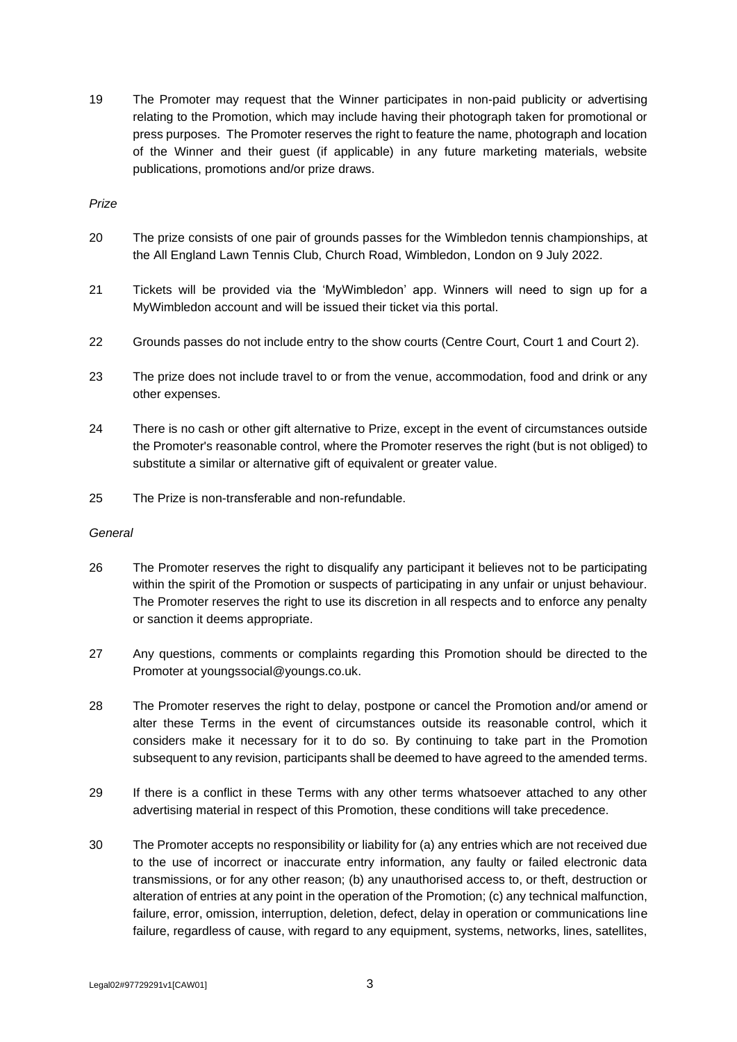19 The Promoter may request that the Winner participates in non-paid publicity or advertising relating to the Promotion, which may include having their photograph taken for promotional or press purposes. The Promoter reserves the right to feature the name, photograph and location of the Winner and their guest (if applicable) in any future marketing materials, website publications, promotions and/or prize draws.

*Prize*

20 The prize consists of one pair of grounds passes for the Wimbledon tennis championships, at the All England Lawn Tennis Club, Church Road, Wimbledon, London on 9 July 2022.

21 Tickets will be provided via the 'MyWimbledon' app. Winners will need to sign up for a MyWimbledon account and will be issued their ticket via this portal.

22 Grounds passes do not include entry to the show courts (Centre Court, Court 1 and Court 2).

23 The prize does not include travel to or from the venue, accommodation, food and drink or any other expenses.

24 There is no cash or other gift alternative to Prize, except in the event of circumstances outside the Promoter's reasonable control, where the Promoter reserves the right (but is not obliged) to substitute a similar or alternative gift of equivalent or greater value.

25 The Prize is non-transferable and non-refundable.

*General*

26 The Promoter reserves the right to disqualify any participant it believes not to be participating within the spirit of the Promotion or suspects of participating in any unfair or unjust behaviour. The Promoter reserves the right to use its discretion in all respects and to enforce any penalty or sanction it deems appropriate.

27 Any questions, comments or complaints regarding this Promotion should be directed to the Promoter at youngssocial@youngs.co.uk.

28 The Promoter reserves the right to delay, postpone or cancel the Promotion and/or amend or alter these Terms in the event of circumstances outside its reasonable control, which it considers make it necessary for it to do so. By continuing to take part in the Promotion subsequent to any revision, participants shall be deemed to have agreed to the amended terms.

29 If there is a conflict in these Terms with any other terms whatsoever attached to any other advertising material in respect of this Promotion, these conditions will take precedence.

30 The Promoter accepts no responsibility or liability for (a) any entries which are not received due to the use of incorrect or inaccurate entry information, any faulty or failed electronic data transmissions, or for any other reason; (b) any unauthorised access to, or theft, destruction or alteration of entries at any point in the operation of the Promotion; (c) any technical malfunction, failure, error, omission, interruption, deletion, defect, delay in operation or communications line failure, regardless of cause, with regard to any equipment, systems, networks, lines, satellites,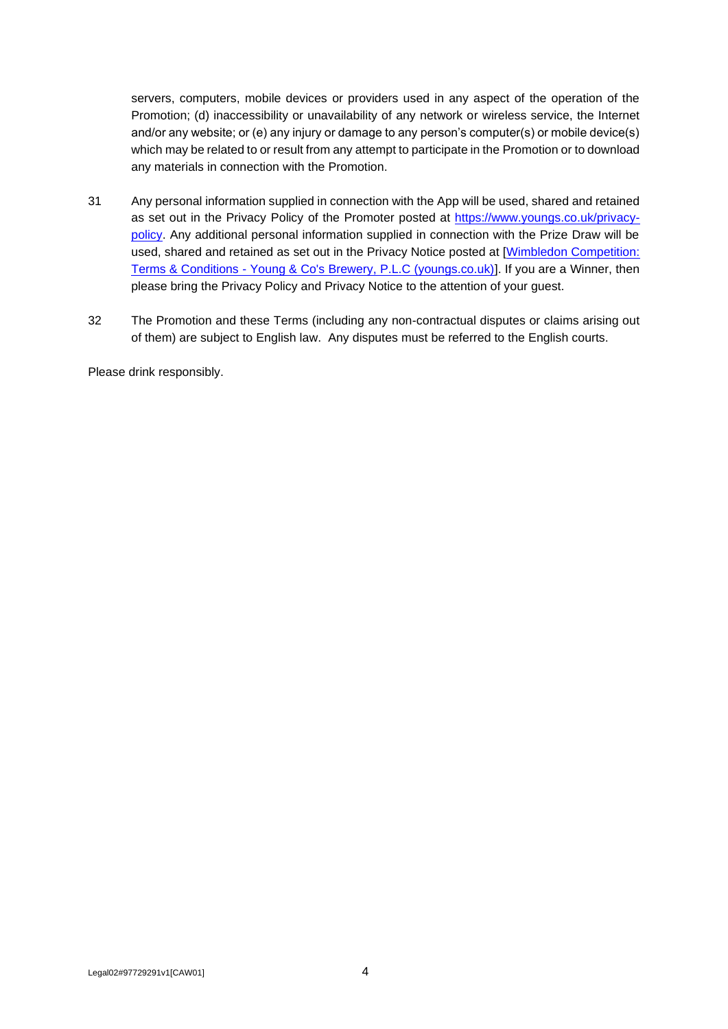servers, computers, mobile devices or providers used in any aspect of the operation of the Promotion; (d) inaccessibility or unavailability of any network or wireless service, the Internet and/or any website; or (e) any injury or damage to any person's computer(s) or mobile device(s) which may be related to or result from any attempt to participate in the Promotion or to download any materials in connection with the Promotion.

31 Any personal information supplied in connection with the App will be used, shared and retained as set out in the Privacy Policy of the Promoter posted at https://www.youngs.co.uk/privacy-policy. Any additional personal information supplied in connection with the Prize Draw will be used, shared and retained as set out in the Privacy Notice posted at [Wimbledon Competition: Terms & Conditions - Young & Co's Brewery, P.L.C (youngs.co.uk)]. If you are a Winner, then please bring the Privacy Policy and Privacy Notice to the attention of your guest.

32 The Promotion and these Terms (including any non-contractual disputes or claims arising out of them) are subject to English law. Any disputes must be referred to the English courts.

Please drink responsibly.

Legal02#97729291v1[CAW01]